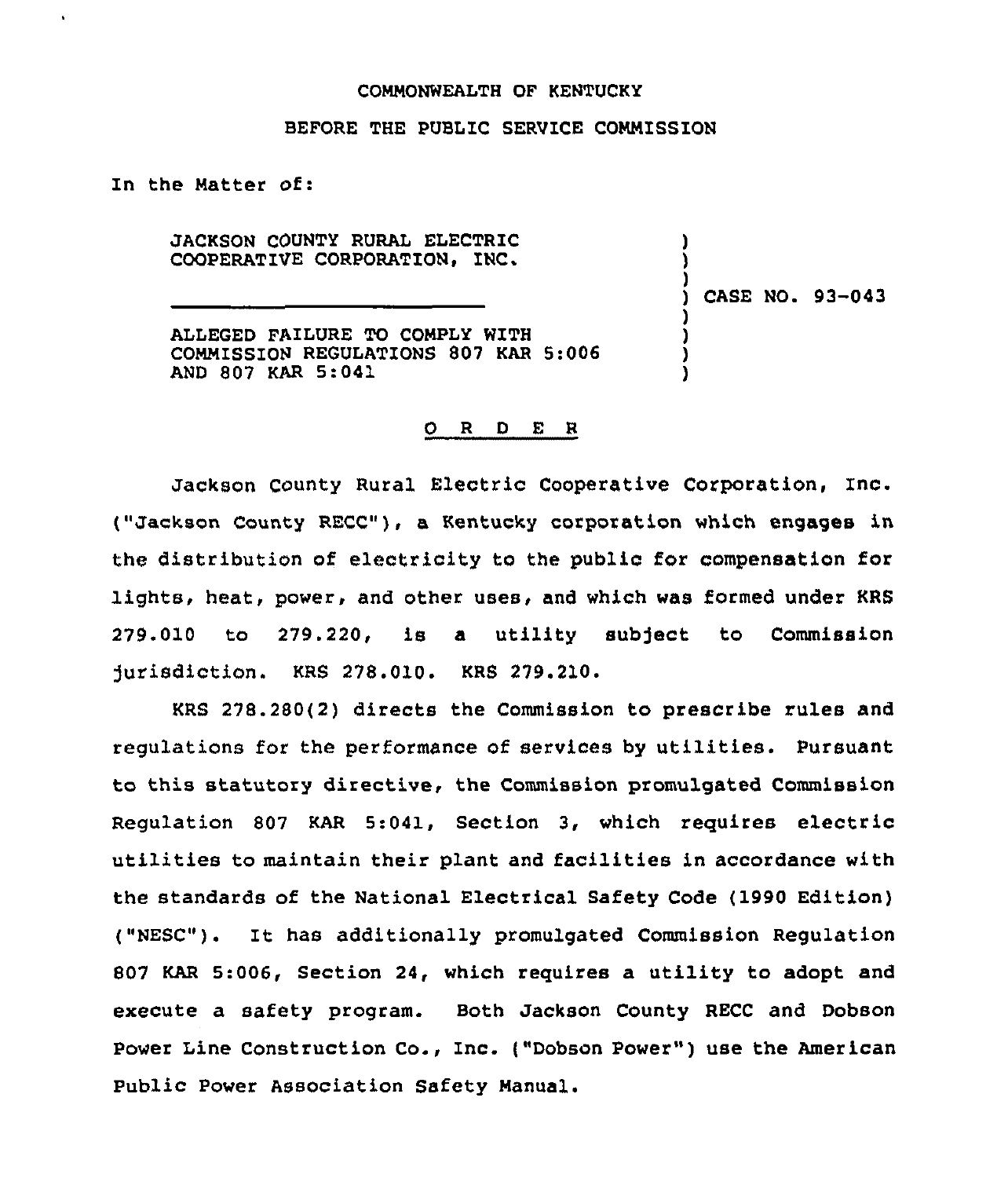COMMONWEALTH OF KENTUCKY

BEFORE THE PUBLIC SERVICE COMMISSION

In the Matter of:

| | |
|---|---|
| JACKSON COUNTY RURAL ELECTRIC COOPERATIVE CORPORATION, INC. | ) CASE NO. 93-043 |
| ALLEGED FAILURE TO COMPLY WITH COMMISSION REGULATIONS 807 KAR 5:006 AND 807 KAR 5:041 | ) |

## O R D E R

Jackson County Rural Electric Cooperative Corporation, Inc. ("Jackson County RECC"), a Kentucky corporation which engages in the distribution of electricity to the public for compensation for lights, heat, power, and other uses, and which was formed under KRS 279.010 to 279.220, is a utility subject to Commission jurisdiction. KRS 278.010. KRS 279.210.

KRS 278.280(2) directs the Commission to prescribe rules and regulations for the performance of services by utilities. Pursuant to this statutory directive, the Commission promulgated Commission Regulation 807 KAR 5:041, Section 3, which requires electric utilities to maintain their plant and facilities in accordance with the standards of the National Electrical Safety Code (1990 Edition) ("NESC"). It has additionally promulgated Commission Regulation 807 KAR 5:006, Section 24, which requires a utility to adopt and execute a safety program. Both Jackson County RECC and Dobson Power Line Construction Co., Inc. ("Dobson Power") use the American Public Power Association Safety Manual.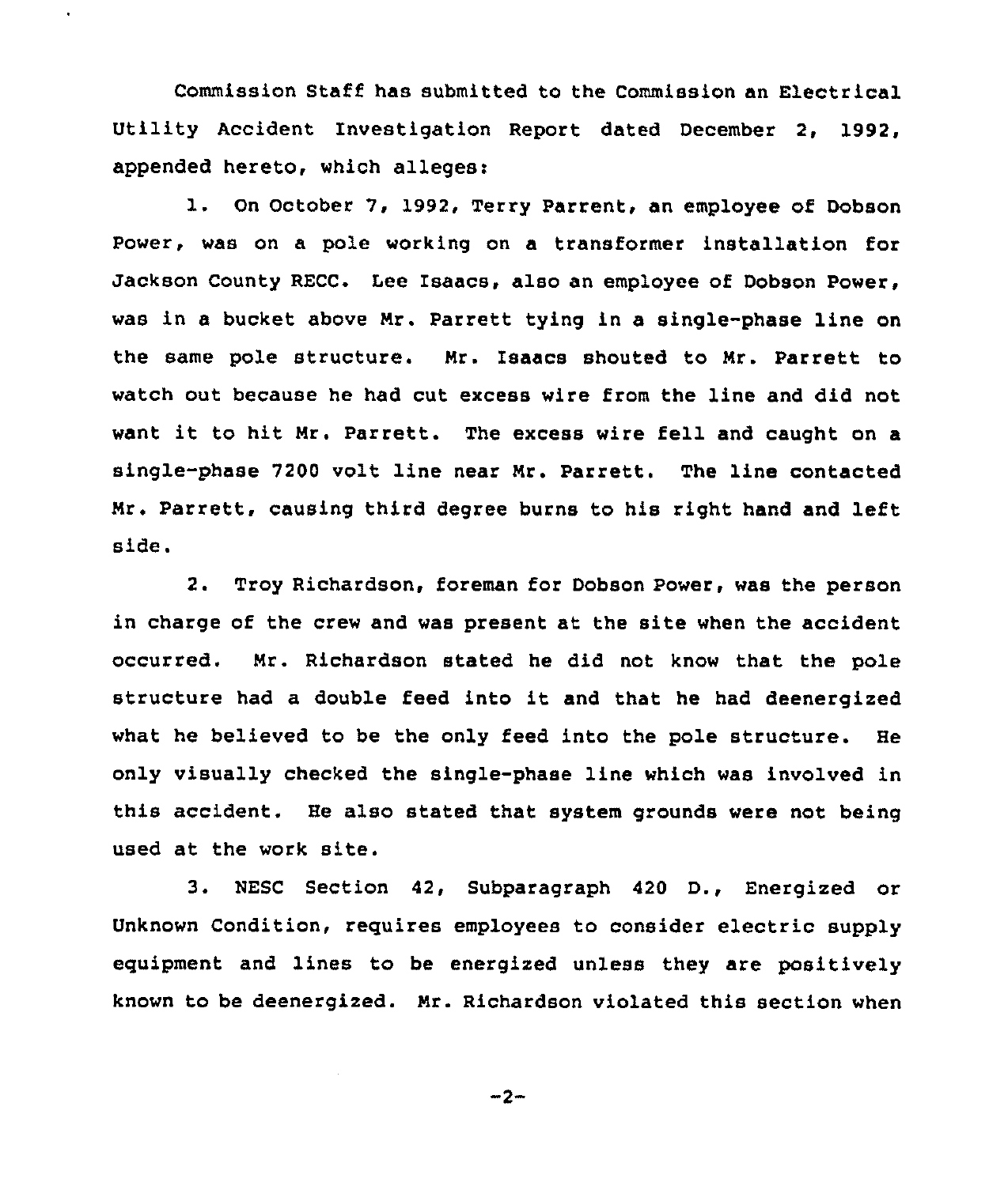Commission Staff has submitted to the Commission an Electrical Utility Accident Investigation Report dated December 2, 1992, appended hereto, which alleges:

1. On October 7, 1992, Terry Parrent, an employee of Dobson Power, was on a pole working on a transformer installation for Jackson County RECC. Lee Isaacs, also an employee of Dobson Power, was in a bucket above Mr. Parrett tying in a single-phase line on the same pole structure. Mr. Isaacs shouted to Mr. Parrett to watch out because he had cut excess wire from the line and did not want it to hit Mr. Parrett. The excess wire fell and caught on a single-phase 7200 volt line near Mr. Parrett. The line contacted Mr. Parrett, causing third degree burns to his right hand and left side.

2. Troy Richardson, foreman for Dobson Power, was the person in charge of the crew and was present at the site when the accident occurred. Mr. Richardson stated he did not know that the pole structure had a double feed into it and that he had deenergized what he believed to be the only feed into the pole structure. He only visually checked the single-phase line which was involved in this accident. He also stated that system grounds were not being used at the work site.

3. NESC Section 42, Subparagraph 420 D., Energized or Unknown Condition, requires employees to consider electric supply equipment and lines to be energized unless they are positively known to be deenergized. Mr. Richardson violated this section when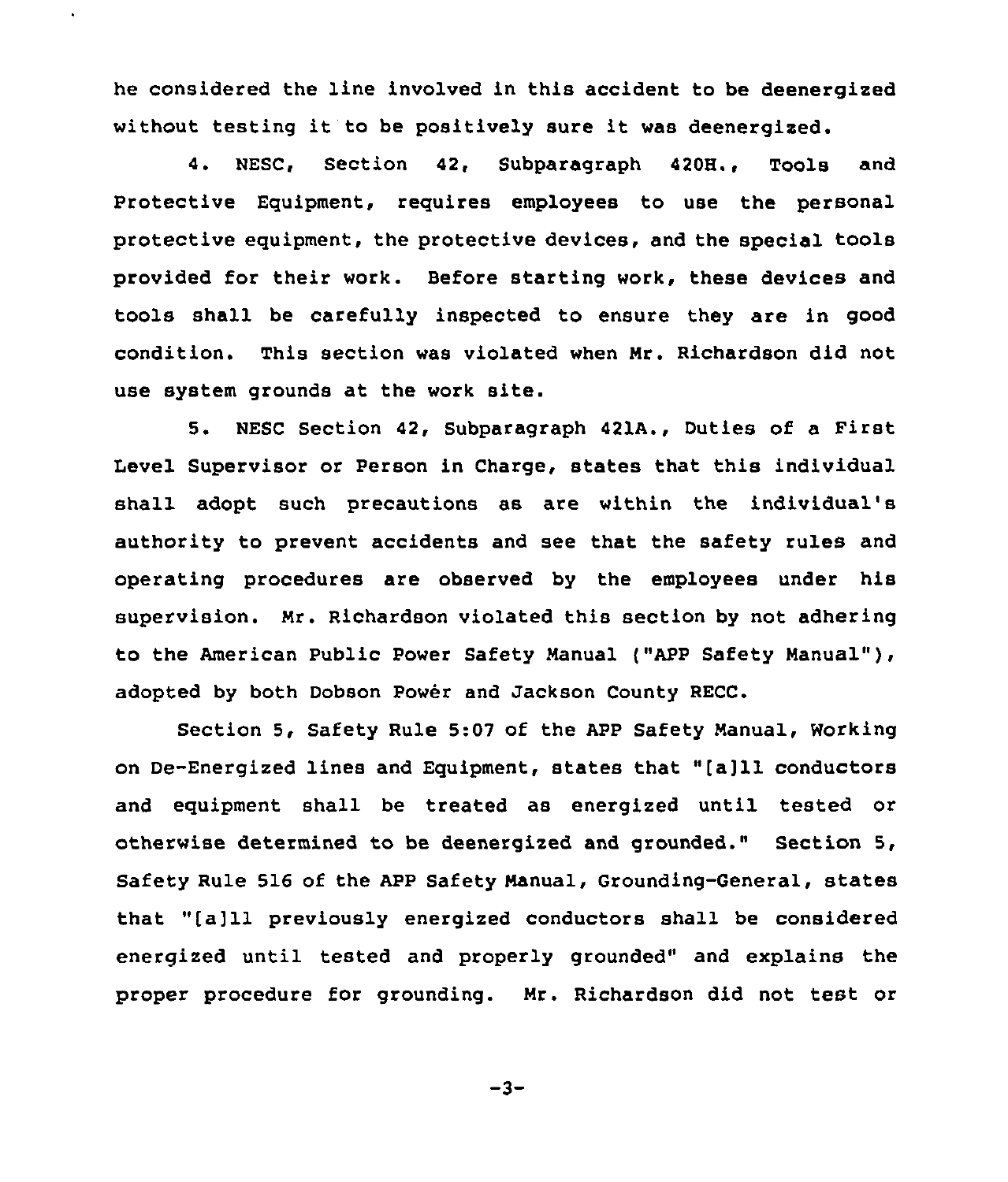he considered the line involved in this accident to be deenergized without testing it to be positively sure it was deenergized.

4. NESC, Section 42, Subparagraph 420H., Tools and Protective Equipment, requires employees to use the personal protective equipment, the protective devices, and the special tools provided for their work. Before starting work, these devices and tools shall be carefully inspected to ensure they are in good condition. This section was violated when Mr. Richardson did not use system grounds at the work site.

5. NESC Section 42, Subparagraph 421A., Duties of a First Level Supervisor or Person in Charge, states that this individual shall adopt such precautions as are within the individual's authority to prevent accidents and see that the safety rules and operating procedures are observed by the employees under his supervision. Mr. Richardson violated this section by not adhering to the American Public Power Safety Manual ("APP Safety Manual"), adopted by both Dobson Powér and Jackson County RECC.

Section 5, Safety Rule 5:07 of the APP Safety Manual, Working on De-Energized lines and Equipment, states that "[a]ll conductors and equipment shall be treated as energized until tested or otherwise determined to be deenergized and grounded." Section 5, Safety Rule 516 of the APP Safety Manual, Grounding-General, states that "[a]ll previously energized conductors shall be considered energized until tested and properly grounded" and explains the proper procedure for grounding. Mr. Richardson did not test or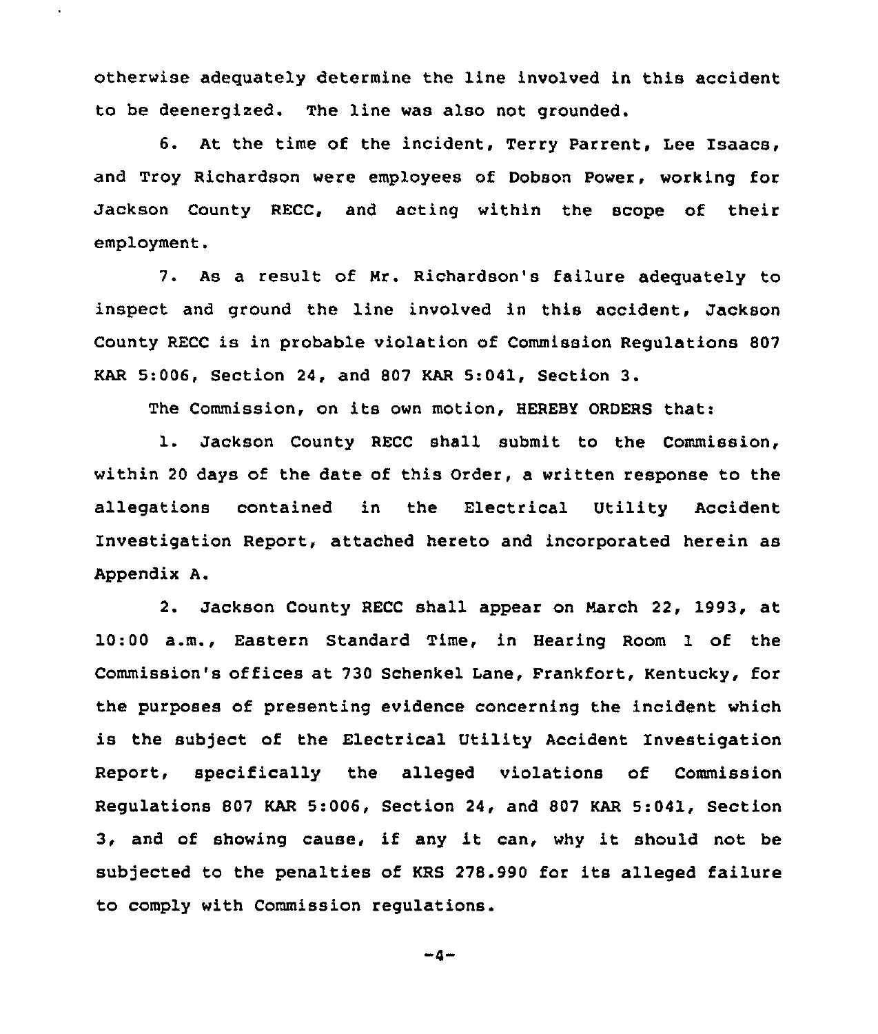otherwise adequately determine the line involved in this accident to be deenergized. The line was also not grounded.

6. At the time of the incident, Terry Parrent, Lee Isaacs, and Troy Richardson were employees of Dobson Power, working for Jackson County RECC, and acting within the scope of their employment.

7. As a result of Mr. Richardson's failure adequately to inspect and ground the line involved in this accident, Jackson County RECC is in probable violation of Commission Regulations 807 KAR 5:006, Section 24, and 807 KAR 5:041, Section 3.

The Commission, on its own motion, HEREBY ORDERS that:

1. Jackson County RECC shall submit to the Commission, within 20 days of the date of this Order, a written response to the allegations contained in the Electrical Utility Accident Investigation Report, attached hereto and incorporated herein as Appendix A.

2. Jackson County RECC shall appear on March 22, 1993, at 10:00 a.m., Eastern Standard Time, in Hearing Room 1 of the Commission's offices at 730 Schenkel Lane, Frankfort, Kentucky, for the purposes of presenting evidence concerning the incident which is the subject of the Electrical Utility Accident Investigation Report, specifically the alleged violations of Commission Regulations 807 KAR 5:006, Section 24, and 807 KAR 5:041, Section 3, and of showing cause, if any it can, why it should not be subjected to the penalties of KRS 278.990 for its alleged failure to comply with Commission regulations.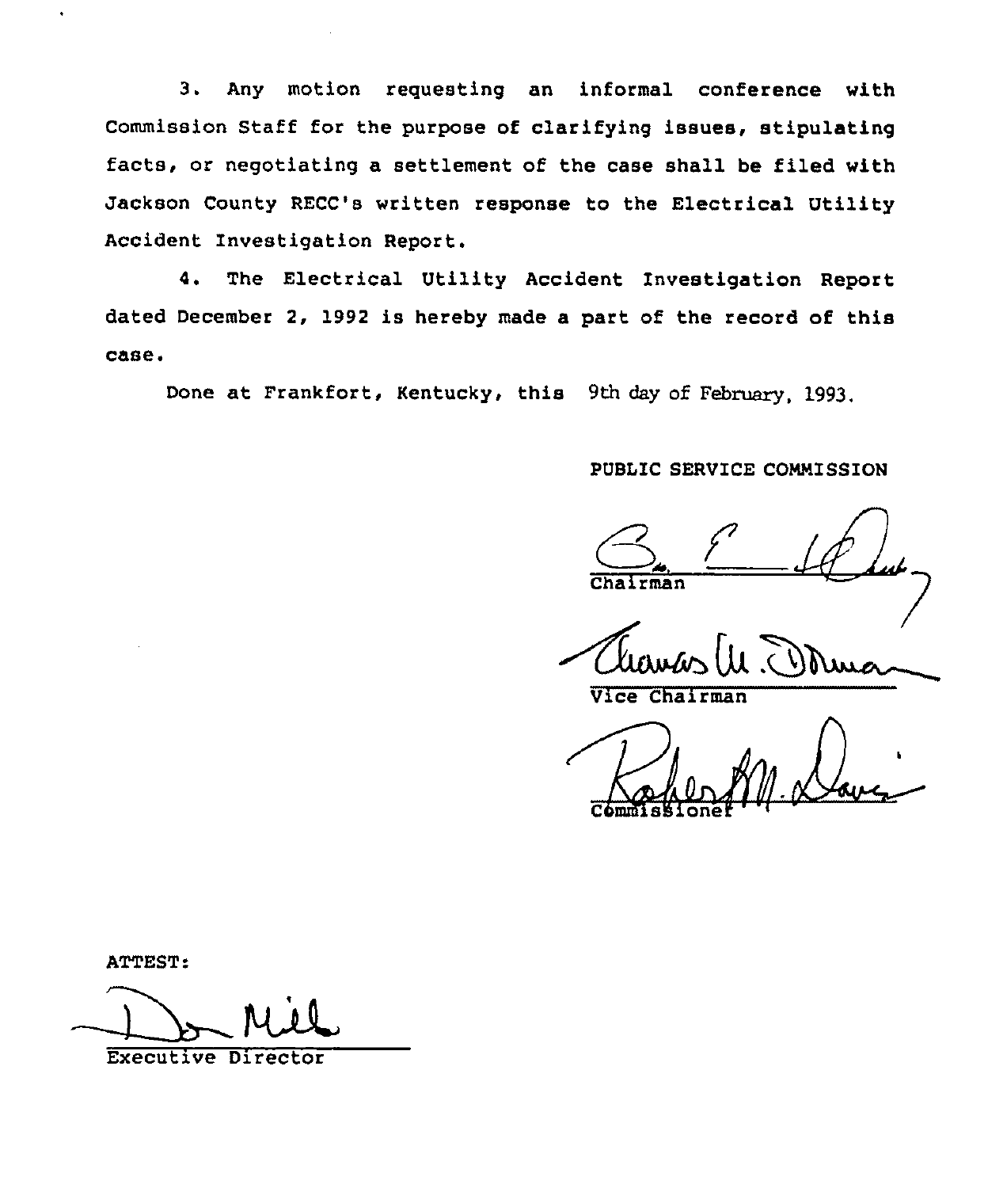3. Any motion requesting an informal conference with Commission Staff for the purpose of clarifying issues, stipulating facts, or negotiating a settlement of the case shall be filed with Jackson County RECC's written response to the Electrical Utility Accident Investigation Report.

4. The Electrical Utility Accident Investigation Report dated December 2, 1992 is hereby made a part of the record of this case.

Done at Frankfort, Kentucky, this 9th day of February, 1993.

PUBLIC SERVICE COMMISSION

Chairman

Vice Chairman

Commissioner

ATTEST:

Executive Director